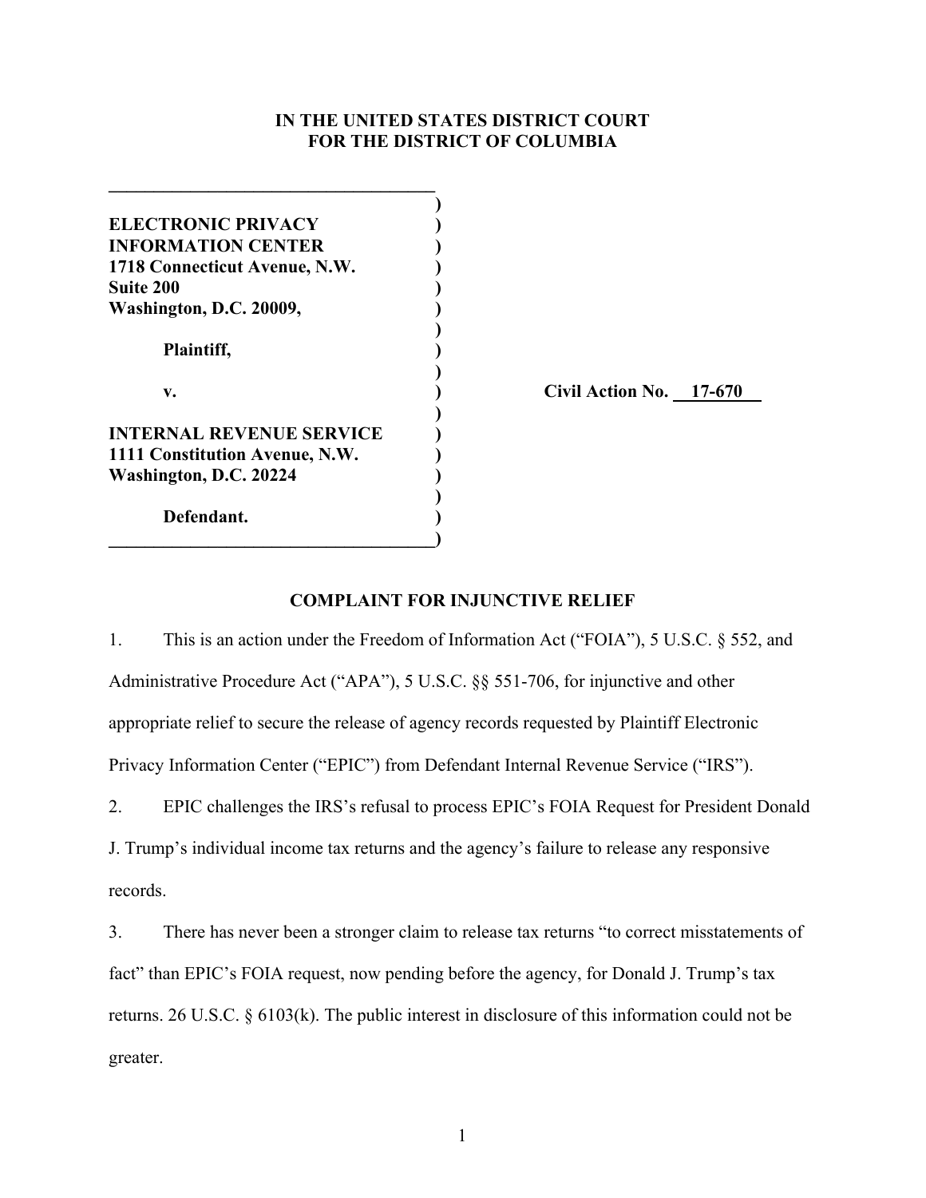**IN THE UNITED STATES DISTRICT COURT**
**FOR THE DISTRICT OF COLUMBIA**

**ELECTRONIC PRIVACY INFORMATION CENTER**
**1718 Connecticut Avenue, N.W.**
**Suite 200**
**Washington, D.C. 20009,**

**Plaintiff,**

**v.**

**INTERNAL REVENUE SERVICE**
**1111 Constitution Avenue, N.W.**
**Washington, D.C. 20224**

**Defendant.**

**Civil Action No. 17-670**

**COMPLAINT FOR INJUNCTIVE RELIEF**

1. This is an action under the Freedom of Information Act ("FOIA"), 5 U.S.C. § 552, and Administrative Procedure Act ("APA"), 5 U.S.C. §§ 551-706, for injunctive and other appropriate relief to secure the release of agency records requested by Plaintiff Electronic Privacy Information Center ("EPIC") from Defendant Internal Revenue Service ("IRS").

2. EPIC challenges the IRS's refusal to process EPIC's FOIA Request for President Donald J. Trump's individual income tax returns and the agency's failure to release any responsive records.

3. There has never been a stronger claim to release tax returns "to correct misstatements of fact" than EPIC's FOIA request, now pending before the agency, for Donald J. Trump's tax returns. 26 U.S.C. § 6103(k). The public interest in disclosure of this information could not be greater.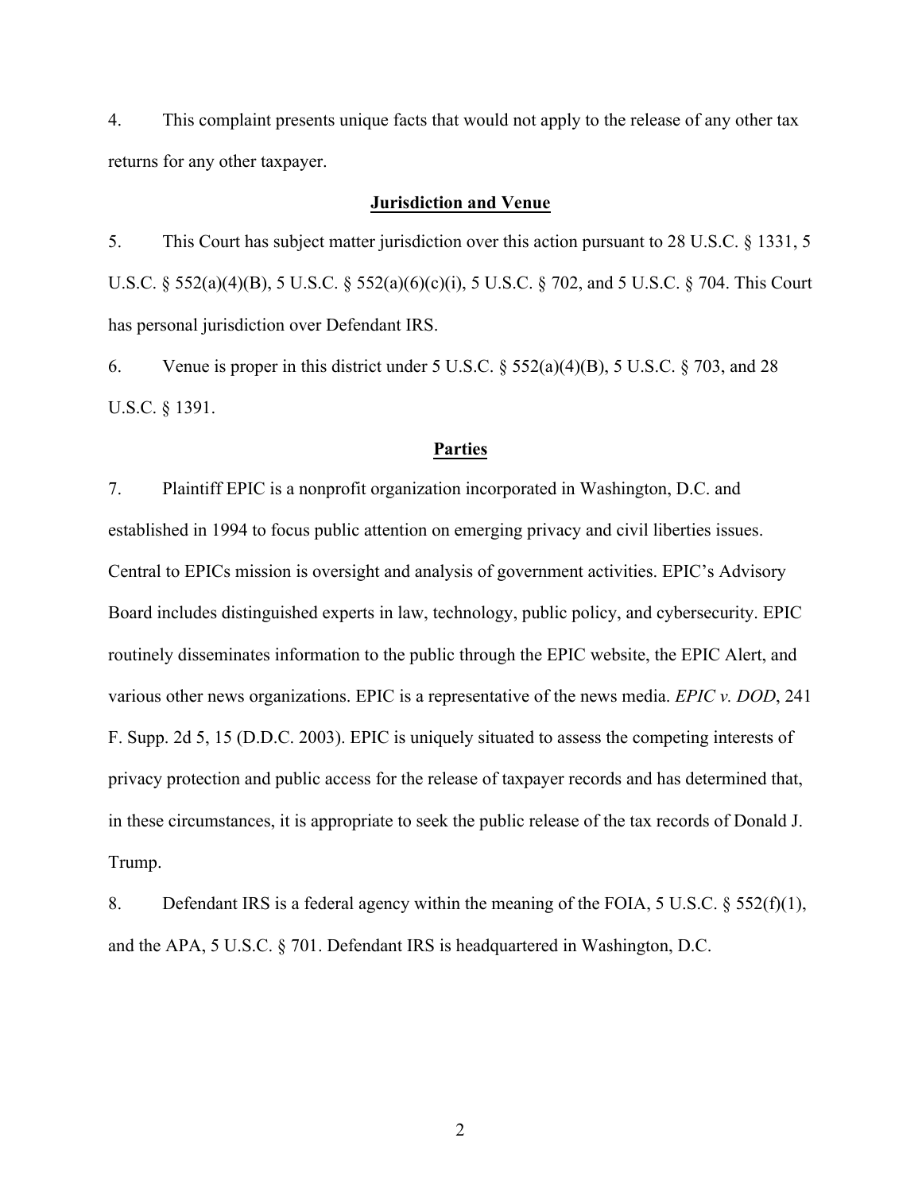4. This complaint presents unique facts that would not apply to the release of any other tax returns for any other taxpayer.

## Jurisdiction and Venue

5. This Court has subject matter jurisdiction over this action pursuant to 28 U.S.C. § 1331, 5 U.S.C. § 552(a)(4)(B), 5 U.S.C. § 552(a)(6)(c)(i), 5 U.S.C. § 702, and 5 U.S.C. § 704. This Court has personal jurisdiction over Defendant IRS.

6. Venue is proper in this district under 5 U.S.C. § 552(a)(4)(B), 5 U.S.C. § 703, and 28 U.S.C. § 1391.

## Parties

7. Plaintiff EPIC is a nonprofit organization incorporated in Washington, D.C. and established in 1994 to focus public attention on emerging privacy and civil liberties issues. Central to EPICs mission is oversight and analysis of government activities. EPIC's Advisory Board includes distinguished experts in law, technology, public policy, and cybersecurity. EPIC routinely disseminates information to the public through the EPIC website, the EPIC Alert, and various other news organizations. EPIC is a representative of the news media. *EPIC v. DOD*, 241 F. Supp. 2d 5, 15 (D.D.C. 2003). EPIC is uniquely situated to assess the competing interests of privacy protection and public access for the release of taxpayer records and has determined that, in these circumstances, it is appropriate to seek the public release of the tax records of Donald J. Trump.

8. Defendant IRS is a federal agency within the meaning of the FOIA, 5 U.S.C. § 552(f)(1), and the APA, 5 U.S.C. § 701. Defendant IRS is headquartered in Washington, D.C.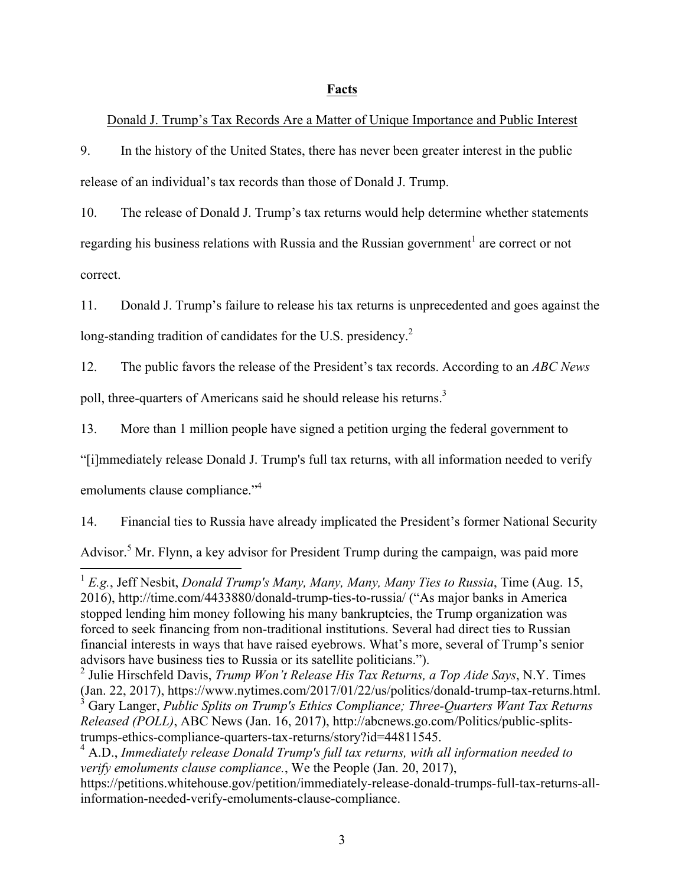## Facts

Donald J. Trump's Tax Records Are a Matter of Unique Importance and Public Interest

9. In the history of the United States, there has never been greater interest in the public release of an individual's tax records than those of Donald J. Trump.

10. The release of Donald J. Trump's tax returns would help determine whether statements regarding his business relations with Russia and the Russian government[1] are correct or not correct.

11. Donald J. Trump's failure to release his tax returns is unprecedented and goes against the long-standing tradition of candidates for the U.S. presidency.[2]

12. The public favors the release of the President's tax records. According to an *ABC News* poll, three-quarters of Americans said he should release his returns.[3]

13. More than 1 million people have signed a petition urging the federal government to "[i]mmediately release Donald J. Trump's full tax returns, with all information needed to verify emoluments clause compliance."[4]

14. Financial ties to Russia have already implicated the President's former National Security Advisor.[5] Mr. Flynn, a key advisor for President Trump during the campaign, was paid more

---

[1] *E.g.*, Jeff Nesbit, *Donald Trump's Many, Many, Many, Many Ties to Russia*, Time (Aug. 15, 2016), http://time.com/4433880/donald-trump-ties-to-russia/ ("As major banks in America stopped lending him money following his many bankruptcies, the Trump organization was forced to seek financing from non-traditional institutions. Several had direct ties to Russian financial interests in ways that have raised eyebrows. What's more, several of Trump's senior advisors have business ties to Russia or its satellite politicians.").

[2] Julie Hirschfeld Davis, *Trump Won't Release His Tax Returns, a Top Aide Says*, N.Y. Times (Jan. 22, 2017), https://www.nytimes.com/2017/01/22/us/politics/donald-trump-tax-returns.html.

[3] Gary Langer, *Public Splits on Trump's Ethics Compliance; Three-Quarters Want Tax Returns Released (POLL)*, ABC News (Jan. 16, 2017), http://abcnews.go.com/Politics/public-splits-trumps-ethics-compliance-quarters-tax-returns/story?id=44811545.

[4] A.D., *Immediately release Donald Trump's full tax returns, with all information needed to verify emoluments clause compliance.*, We the People (Jan. 20, 2017), https://petitions.whitehouse.gov/petition/immediately-release-donald-trumps-full-tax-returns-all-information-needed-verify-emoluments-clause-compliance.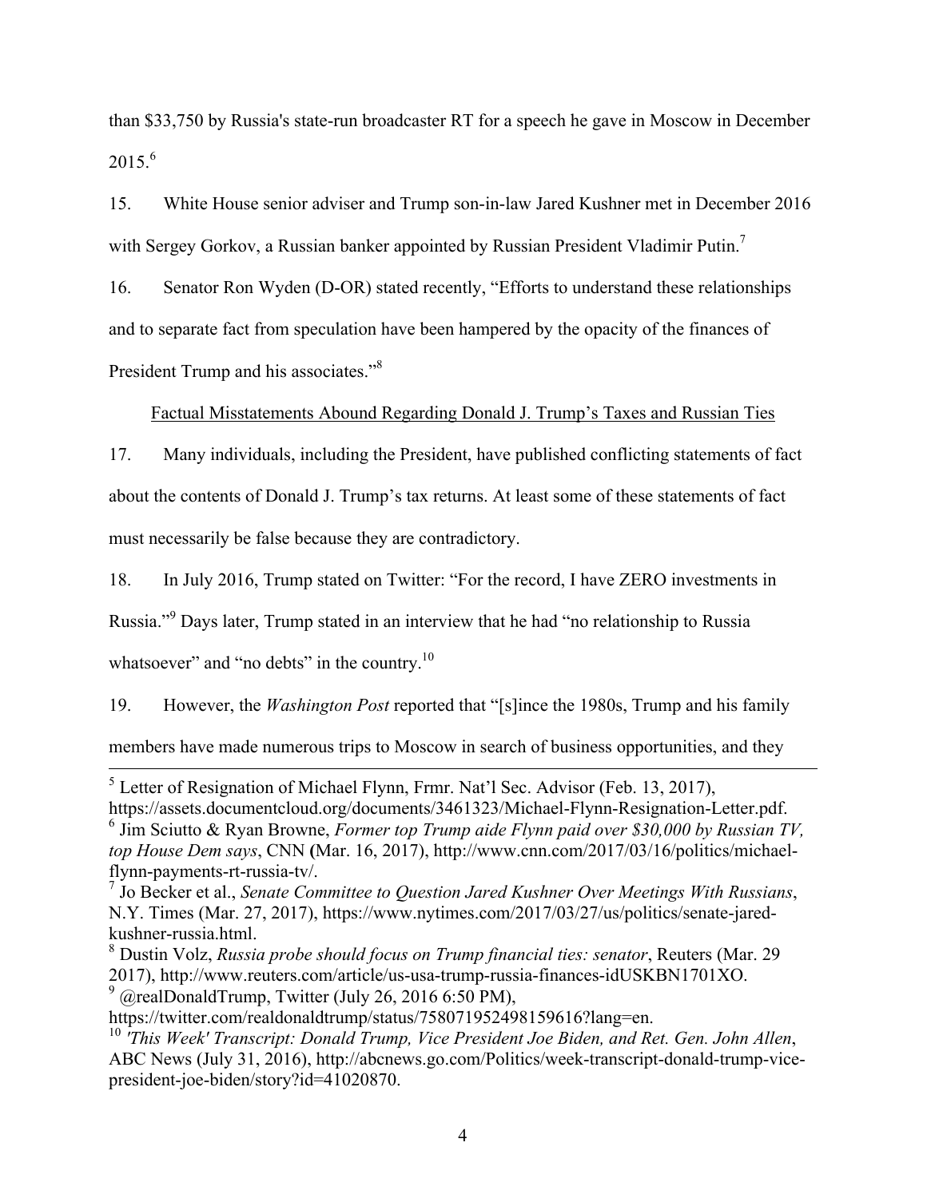than $33,750 by Russia's state-run broadcaster RT for a speech he gave in Moscow in December 2015.[6]

15. White House senior adviser and Trump son-in-law Jared Kushner met in December 2016 with Sergey Gorkov, a Russian banker appointed by Russian President Vladimir Putin.[7]

16. Senator Ron Wyden (D-OR) stated recently, "Efforts to understand these relationships and to separate fact from speculation have been hampered by the opacity of the finances of President Trump and his associates."[8]

<u>Factual Misstatements Abound Regarding Donald J. Trump's Taxes and Russian Ties</u>

17. Many individuals, including the President, have published conflicting statements of fact about the contents of Donald J. Trump's tax returns. At least some of these statements of fact must necessarily be false because they are contradictory.

18. In July 2016, Trump stated on Twitter: "For the record, I have ZERO investments in Russia."[9] Days later, Trump stated in an interview that he had "no relationship to Russia whatsoever" and "no debts" in the country.[10]

19. However, the *Washington Post* reported that "[s]ince the 1980s, Trump and his family members have made numerous trips to Moscow in search of business opportunities, and they

---

[5] Letter of Resignation of Michael Flynn, Frmr. Nat'l Sec. Advisor (Feb. 13, 2017), https://assets.documentcloud.org/documents/3461323/Michael-Flynn-Resignation-Letter.pdf.

[6] Jim Sciutto & Ryan Browne, *Former top Trump aide Flynn paid over $30,000 by Russian TV, top House Dem says*, CNN (Mar. 16, 2017), http://www.cnn.com/2017/03/16/politics/michael-flynn-payments-rt-russia-tv/.

[7] Jo Becker et al., *Senate Committee to Question Jared Kushner Over Meetings With Russians*, N.Y. Times (Mar. 27, 2017), https://www.nytimes.com/2017/03/27/us/politics/senate-jared-kushner-russia.html.

[8] Dustin Volz, *Russia probe should focus on Trump financial ties: senator*, Reuters (Mar. 29 2017), http://www.reuters.com/article/us-usa-trump-russia-finances-idUSKBN1701XO.

[9] @realDonaldTrump, Twitter (July 26, 2016 6:50 PM), https://twitter.com/realdonaldtrump/status/758071952498159616?lang=en.

[10] *'This Week' Transcript: Donald Trump, Vice President Joe Biden, and Ret. Gen. John Allen*, ABC News (July 31, 2016), http://abcnews.go.com/Politics/week-transcript-donald-trump-vice-president-joe-biden/story?id=41020870.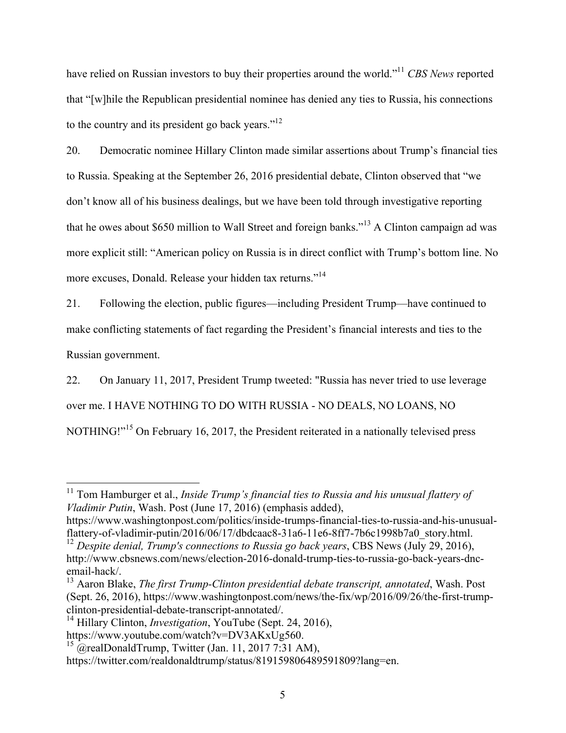have relied on Russian investors to buy their properties around the world."[11] *CBS News* reported that "[w]hile the Republican presidential nominee has denied any ties to Russia, his connections to the country and its president go back years."[12]

20. Democratic nominee Hillary Clinton made similar assertions about Trump's financial ties to Russia. Speaking at the September 26, 2016 presidential debate, Clinton observed that "we don't know all of his business dealings, but we have been told through investigative reporting that he owes about $650 million to Wall Street and foreign banks."[13] A Clinton campaign ad was more explicit still: "American policy on Russia is in direct conflict with Trump's bottom line. No more excuses, Donald. Release your hidden tax returns."[14]

21. Following the election, public figures—including President Trump—have continued to make conflicting statements of fact regarding the President's financial interests and ties to the Russian government.

22. On January 11, 2017, President Trump tweeted: "Russia has never tried to use leverage over me. I HAVE NOTHING TO DO WITH RUSSIA - NO DEALS, NO LOANS, NO NOTHING!"[15] On February 16, 2017, the President reiterated in a nationally televised press

---

[11] Tom Hamburger et al., *Inside Trump's financial ties to Russia and his unusual flattery of Vladimir Putin*, Wash. Post (June 17, 2016) (emphasis added), https://www.washingtonpost.com/politics/inside-trumps-financial-ties-to-russia-and-his-unusual-flattery-of-vladimir-putin/2016/06/17/dbdcaac8-31a6-11e6-8ff7-7b6c1998b7a0_story.html.

[12] *Despite denial, Trump's connections to Russia go back years*, CBS News (July 29, 2016), http://www.cbsnews.com/news/election-2016-donald-trump-ties-to-russia-go-back-years-dnc-email-hack/.

[13] Aaron Blake, *The first Trump-Clinton presidential debate transcript, annotated*, Wash. Post (Sept. 26, 2016), https://www.washingtonpost.com/news/the-fix/wp/2016/09/26/the-first-trump-clinton-presidential-debate-transcript-annotated/.

[14] Hillary Clinton, *Investigation*, YouTube (Sept. 24, 2016), https://www.youtube.com/watch?v=DV3AKxUg560.

[15] @realDonaldTrump, Twitter (Jan. 11, 2017 7:31 AM), https://twitter.com/realdonaldtrump/status/819159806489591809?lang=en.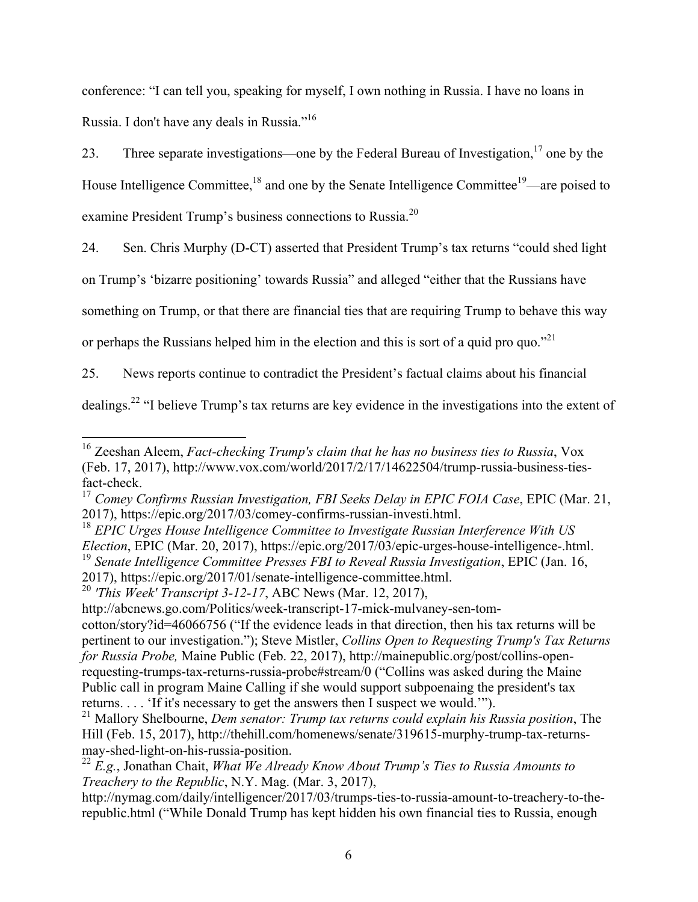conference: "I can tell you, speaking for myself, I own nothing in Russia. I have no loans in Russia. I don't have any deals in Russia."[16]

23. Three separate investigations—one by the Federal Bureau of Investigation,[17] one by the House Intelligence Committee,[18] and one by the Senate Intelligence Committee[19]—are poised to examine President Trump's business connections to Russia.[20]

24. Sen. Chris Murphy (D-CT) asserted that President Trump's tax returns "could shed light on Trump's 'bizarre positioning' towards Russia" and alleged "either that the Russians have something on Trump, or that there are financial ties that are requiring Trump to behave this way or perhaps the Russians helped him in the election and this is sort of a quid pro quo."[21]

25. News reports continue to contradict the President's factual claims about his financial dealings.[22] "I believe Trump's tax returns are key evidence in the investigations into the extent of

---

[16] Zeeshan Aleem, *Fact-checking Trump's claim that he has no business ties to Russia*, Vox (Feb. 17, 2017), http://www.vox.com/world/2017/2/17/14622504/trump-russia-business-ties-fact-check.

[17] *Comey Confirms Russian Investigation, FBI Seeks Delay in EPIC FOIA Case*, EPIC (Mar. 21, 2017), https://epic.org/2017/03/comey-confirms-russian-investi.html.

[18] *EPIC Urges House Intelligence Committee to Investigate Russian Interference With US Election*, EPIC (Mar. 20, 2017), https://epic.org/2017/03/epic-urges-house-intelligence-.html.

[19] *Senate Intelligence Committee Presses FBI to Reveal Russia Investigation*, EPIC (Jan. 16, 2017), https://epic.org/2017/01/senate-intelligence-committee.html.

[20] *'This Week' Transcript 3-12-17*, ABC News (Mar. 12, 2017), http://abcnews.go.com/Politics/week-transcript-17-mick-mulvaney-sen-tom-cotton/story?id=46066756 ("If the evidence leads in that direction, then his tax returns will be pertinent to our investigation."); Steve Mistler, *Collins Open to Requesting Trump's Tax Returns for Russia Probe,* Maine Public (Feb. 22, 2017), http://mainepublic.org/post/collins-open-requesting-trumps-tax-returns-russia-probe#stream/0 ("Collins was asked during the Maine Public call in program Maine Calling if she would support subpoenaing the president's tax returns. . . . 'If it's necessary to get the answers then I suspect we would.'").

[21] Mallory Shelbourne, *Dem senator: Trump tax returns could explain his Russia position*, The Hill (Feb. 15, 2017), http://thehill.com/homenews/senate/319615-murphy-trump-tax-returns-may-shed-light-on-his-russia-position.

[22] *E.g.*, Jonathan Chait, *What We Already Know About Trump's Ties to Russia Amounts to Treachery to the Republic*, N.Y. Mag. (Mar. 3, 2017), http://nymag.com/daily/intelligencer/2017/03/trumps-ties-to-russia-amount-to-treachery-to-the-republic.html ("While Donald Trump has kept hidden his own financial ties to Russia, enough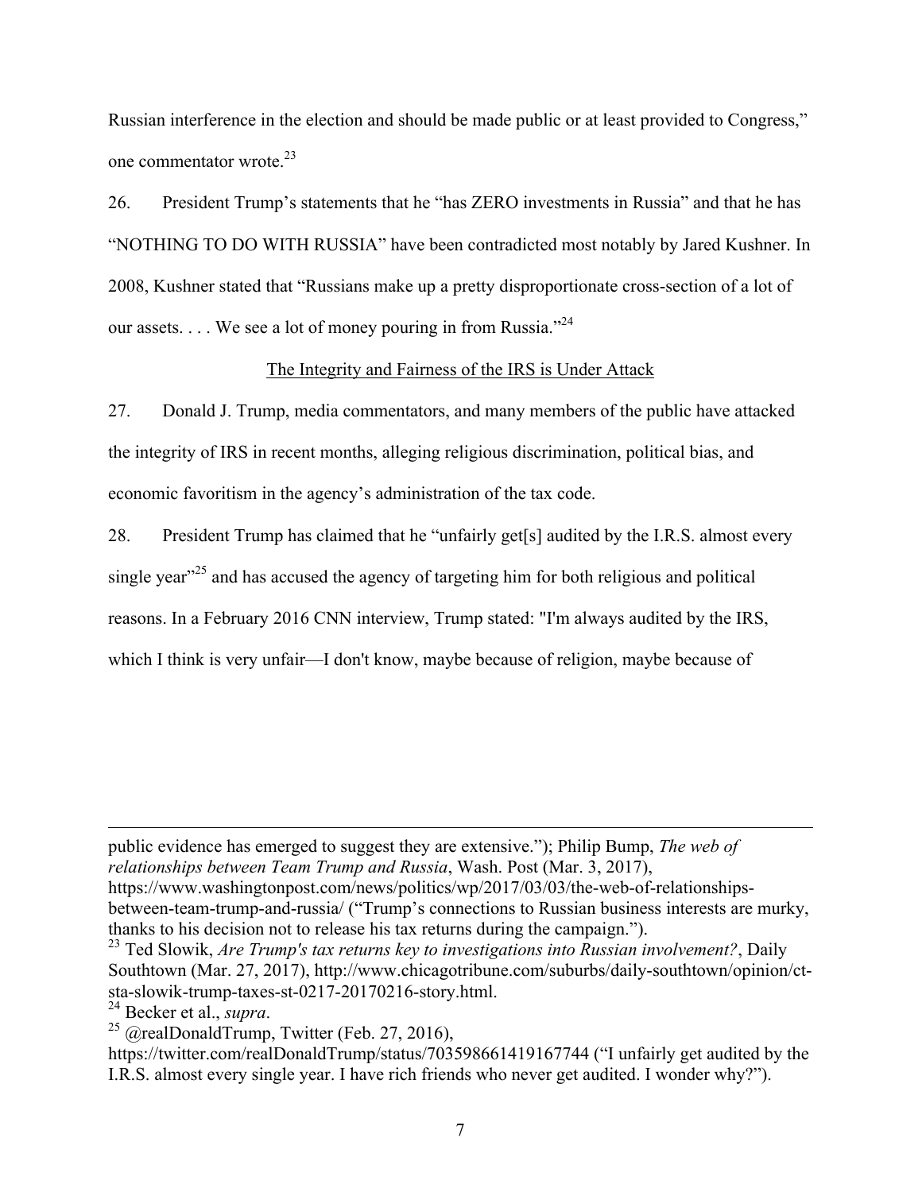Russian interference in the election and should be made public or at least provided to Congress," one commentator wrote.[23]

26. President Trump's statements that he "has ZERO investments in Russia" and that he has "NOTHING TO DO WITH RUSSIA" have been contradicted most notably by Jared Kushner. In 2008, Kushner stated that "Russians make up a pretty disproportionate cross-section of a lot of our assets. . . . We see a lot of money pouring in from Russia."[24]

<u>The Integrity and Fairness of the IRS is Under Attack</u>

27. Donald J. Trump, media commentators, and many members of the public have attacked the integrity of IRS in recent months, alleging religious discrimination, political bias, and economic favoritism in the agency's administration of the tax code.

28. President Trump has claimed that he "unfairly get[s] audited by the I.R.S. almost every single year"[25] and has accused the agency of targeting him for both religious and political reasons. In a February 2016 CNN interview, Trump stated: "I'm always audited by the IRS, which I think is very unfair—I don't know, maybe because of religion, maybe because of

---

public evidence has emerged to suggest they are extensive."); Philip Bump, *The web of relationships between Team Trump and Russia*, Wash. Post (Mar. 3, 2017), https://www.washingtonpost.com/news/politics/wp/2017/03/03/the-web-of-relationships-between-team-trump-and-russia/ ("Trump's connections to Russian business interests are murky, thanks to his decision not to release his tax returns during the campaign.").

[23] Ted Slowik, *Are Trump's tax returns key to investigations into Russian involvement?*, Daily Southtown (Mar. 27, 2017), http://www.chicagotribune.com/suburbs/daily-southtown/opinion/ct-sta-slowik-trump-taxes-st-0217-20170216-story.html.

[24] Becker et al., *supra*.

[25] @realDonaldTrump, Twitter (Feb. 27, 2016), https://twitter.com/realDonaldTrump/status/703598661419167744 ("I unfairly get audited by the I.R.S. almost every single year. I have rich friends who never get audited. I wonder why?").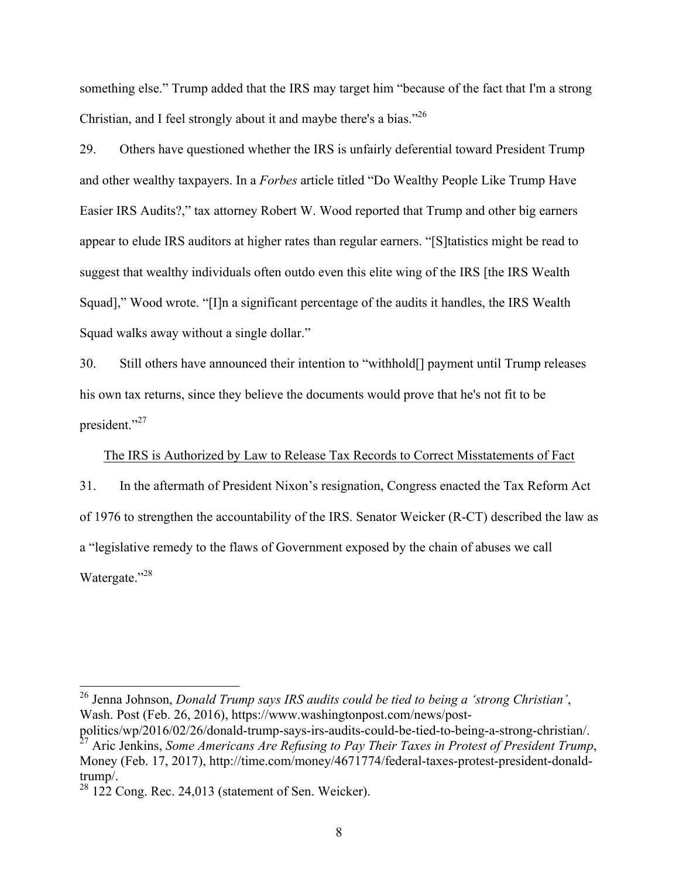something else." Trump added that the IRS may target him "because of the fact that I'm a strong Christian, and I feel strongly about it and maybe there's a bias."[26]

29. Others have questioned whether the IRS is unfairly deferential toward President Trump and other wealthy taxpayers. In a *Forbes* article titled "Do Wealthy People Like Trump Have Easier IRS Audits?," tax attorney Robert W. Wood reported that Trump and other big earners appear to elude IRS auditors at higher rates than regular earners. "[S]tatistics might be read to suggest that wealthy individuals often outdo even this elite wing of the IRS [the IRS Wealth Squad]," Wood wrote. "[I]n a significant percentage of the audits it handles, the IRS Wealth Squad walks away without a single dollar."

30. Still others have announced their intention to "withhold[] payment until Trump releases his own tax returns, since they believe the documents would prove that he's not fit to be president."[27]

<u>The IRS is Authorized by Law to Release Tax Records to Correct Misstatements of Fact</u>

31. In the aftermath of President Nixon's resignation, Congress enacted the Tax Reform Act of 1976 to strengthen the accountability of the IRS. Senator Weicker (R-CT) described the law as a "legislative remedy to the flaws of Government exposed by the chain of abuses we call Watergate."[28]

---

[26] Jenna Johnson, *Donald Trump says IRS audits could be tied to being a 'strong Christian'*, Wash. Post (Feb. 26, 2016), https://www.washingtonpost.com/news/post-politics/wp/2016/02/26/donald-trump-says-irs-audits-could-be-tied-to-being-a-strong-christian/.

[27] Aric Jenkins, *Some Americans Are Refusing to Pay Their Taxes in Protest of President Trump*, Money (Feb. 17, 2017), http://time.com/money/4671774/federal-taxes-protest-president-donald-trump/.

[28] 122 Cong. Rec. 24,013 (statement of Sen. Weicker).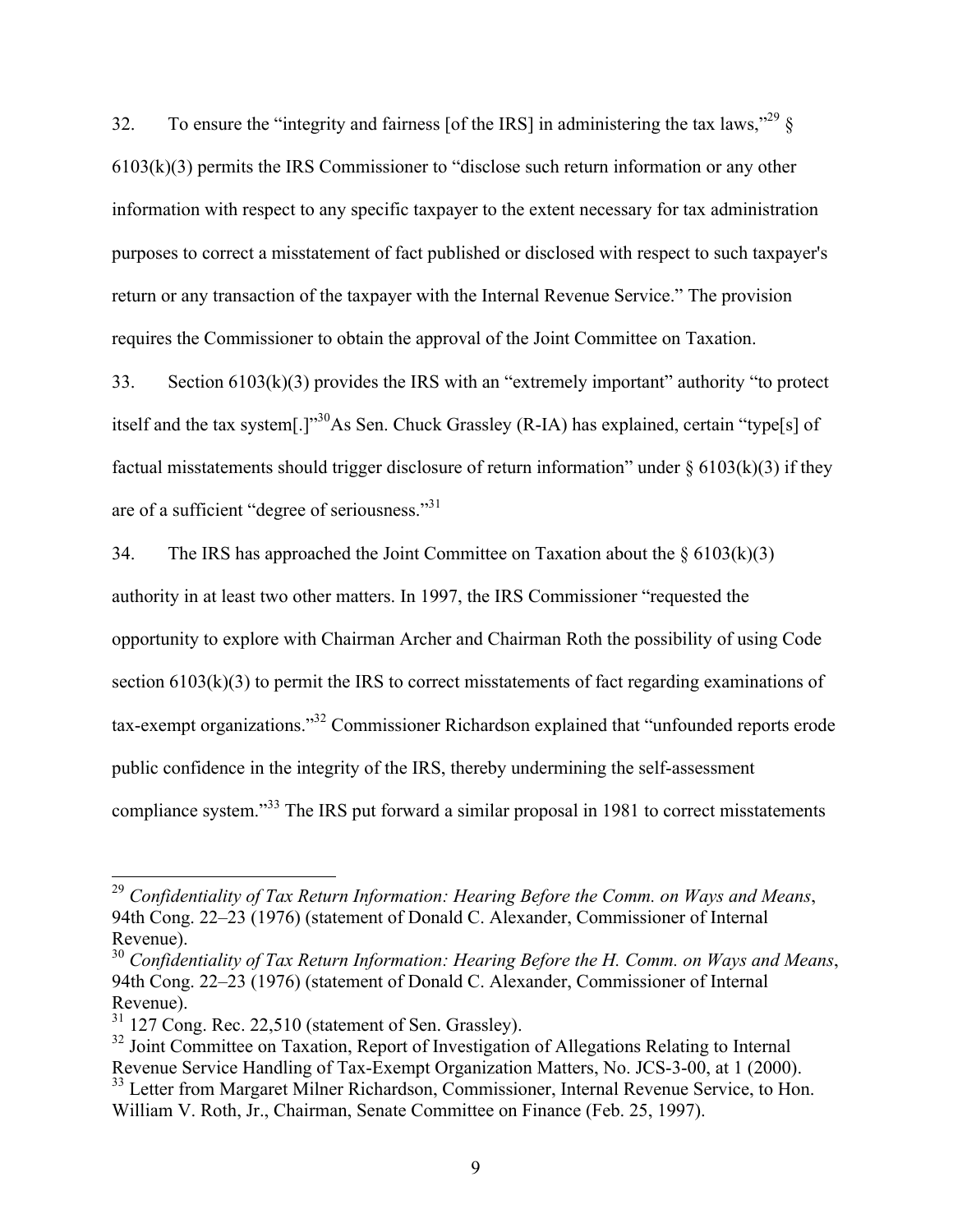32. To ensure the "integrity and fairness [of the IRS] in administering the tax laws,"[29] § 6103(k)(3) permits the IRS Commissioner to "disclose such return information or any other information with respect to any specific taxpayer to the extent necessary for tax administration purposes to correct a misstatement of fact published or disclosed with respect to such taxpayer's return or any transaction of the taxpayer with the Internal Revenue Service." The provision requires the Commissioner to obtain the approval of the Joint Committee on Taxation.

33. Section 6103(k)(3) provides the IRS with an "extremely important" authority "to protect itself and the tax system[.]"[30]As Sen. Chuck Grassley (R-IA) has explained, certain "type[s] of factual misstatements should trigger disclosure of return information" under § 6103(k)(3) if they are of a sufficient "degree of seriousness."[31]

34. The IRS has approached the Joint Committee on Taxation about the § 6103(k)(3) authority in at least two other matters. In 1997, the IRS Commissioner "requested the opportunity to explore with Chairman Archer and Chairman Roth the possibility of using Code section 6103(k)(3) to permit the IRS to correct misstatements of fact regarding examinations of tax-exempt organizations."[32] Commissioner Richardson explained that "unfounded reports erode public confidence in the integrity of the IRS, thereby undermining the self-assessment compliance system."[33] The IRS put forward a similar proposal in 1981 to correct misstatements

---

[29] *Confidentiality of Tax Return Information: Hearing Before the Comm. on Ways and Means*, 94th Cong. 22–23 (1976) (statement of Donald C. Alexander, Commissioner of Internal Revenue).

[30] *Confidentiality of Tax Return Information: Hearing Before the H. Comm. on Ways and Means*, 94th Cong. 22–23 (1976) (statement of Donald C. Alexander, Commissioner of Internal Revenue).

[31] 127 Cong. Rec. 22,510 (statement of Sen. Grassley).

[32] Joint Committee on Taxation, Report of Investigation of Allegations Relating to Internal Revenue Service Handling of Tax-Exempt Organization Matters, No. JCS-3-00, at 1 (2000).

[33] Letter from Margaret Milner Richardson, Commissioner, Internal Revenue Service, to Hon. William V. Roth, Jr., Chairman, Senate Committee on Finance (Feb. 25, 1997).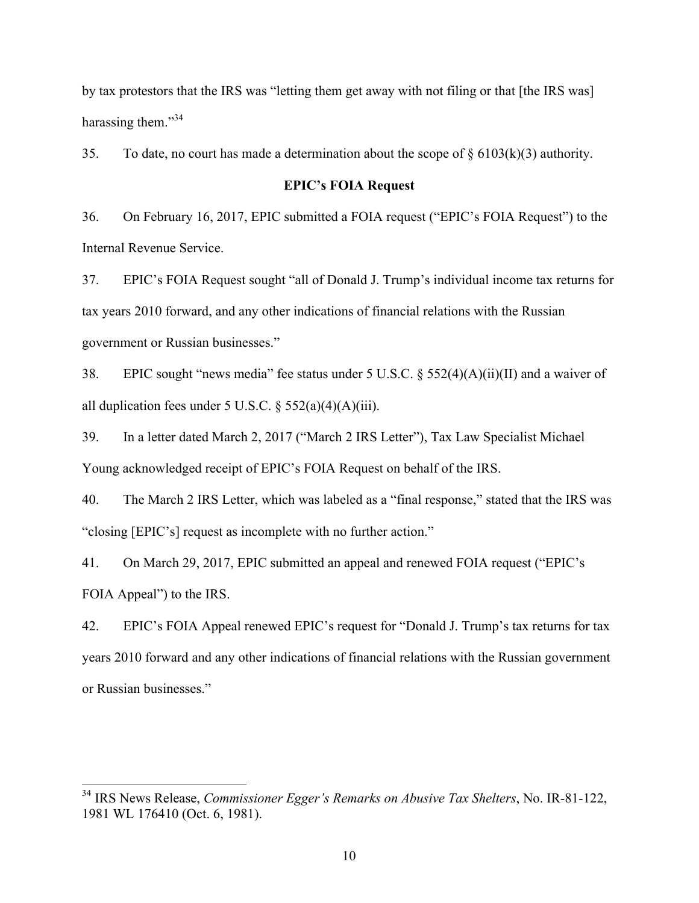by tax protestors that the IRS was "letting them get away with not filing or that [the IRS was] harassing them."[34]

35. To date, no court has made a determination about the scope of § 6103(k)(3) authority.

**EPIC's FOIA Request**

36. On February 16, 2017, EPIC submitted a FOIA request ("EPIC's FOIA Request") to the Internal Revenue Service.

37. EPIC's FOIA Request sought "all of Donald J. Trump's individual income tax returns for tax years 2010 forward, and any other indications of financial relations with the Russian government or Russian businesses."

38. EPIC sought "news media" fee status under 5 U.S.C. § 552(4)(A)(ii)(II) and a waiver of all duplication fees under 5 U.S.C. § 552(a)(4)(A)(iii).

39. In a letter dated March 2, 2017 ("March 2 IRS Letter"), Tax Law Specialist Michael Young acknowledged receipt of EPIC's FOIA Request on behalf of the IRS.

40. The March 2 IRS Letter, which was labeled as a "final response," stated that the IRS was "closing [EPIC's] request as incomplete with no further action."

41. On March 29, 2017, EPIC submitted an appeal and renewed FOIA request ("EPIC's FOIA Appeal") to the IRS.

42. EPIC's FOIA Appeal renewed EPIC's request for "Donald J. Trump's tax returns for tax years 2010 forward and any other indications of financial relations with the Russian government or Russian businesses."

[34] IRS News Release, *Commissioner Egger's Remarks on Abusive Tax Shelters*, No. IR-81-122, 1981 WL 176410 (Oct. 6, 1981).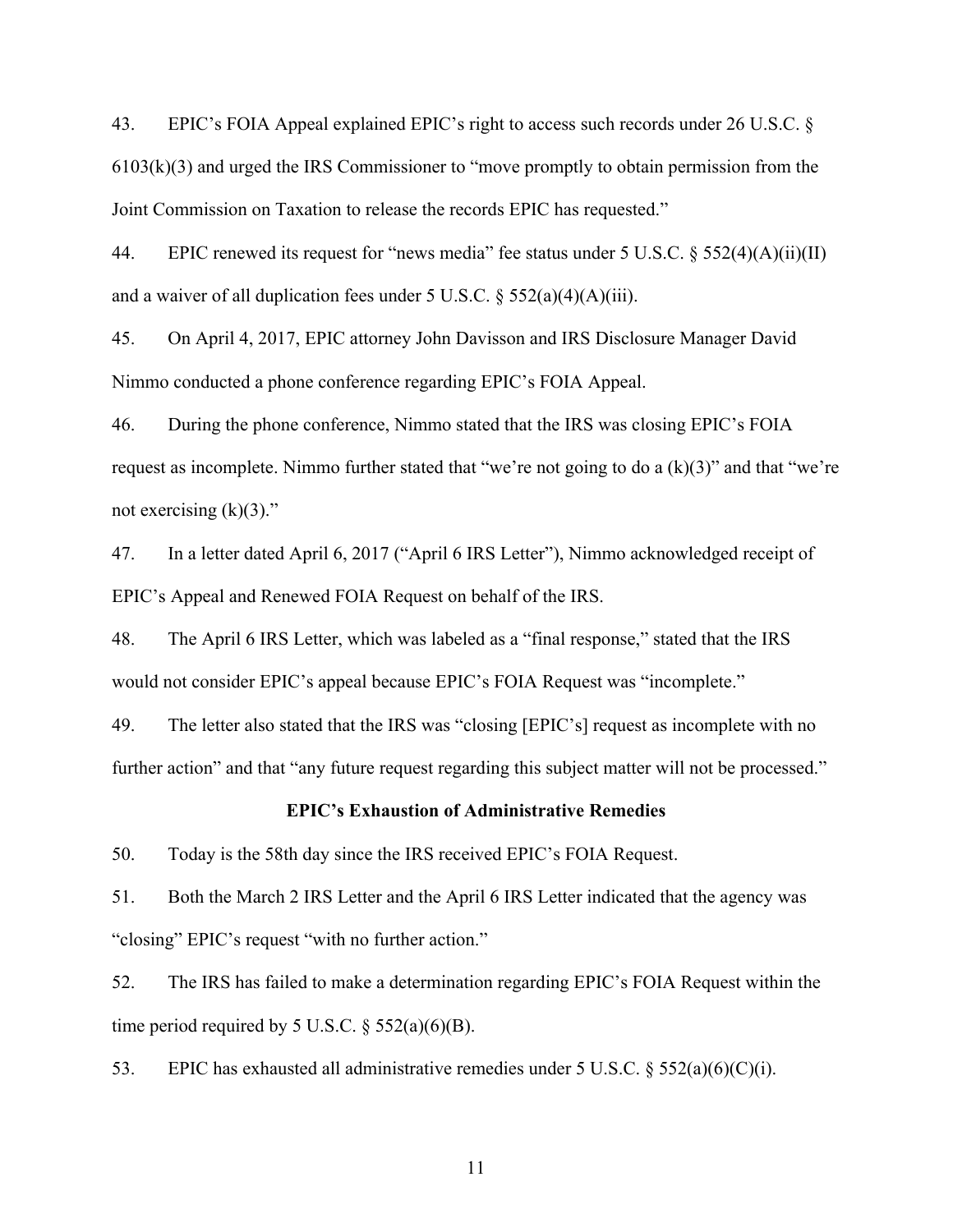43. EPIC's FOIA Appeal explained EPIC's right to access such records under 26 U.S.C. § 6103(k)(3) and urged the IRS Commissioner to "move promptly to obtain permission from the Joint Commission on Taxation to release the records EPIC has requested."

44. EPIC renewed its request for "news media" fee status under 5 U.S.C. § 552(4)(A)(ii)(II) and a waiver of all duplication fees under 5 U.S.C. § 552(a)(4)(A)(iii).

45. On April 4, 2017, EPIC attorney John Davisson and IRS Disclosure Manager David Nimmo conducted a phone conference regarding EPIC's FOIA Appeal.

46. During the phone conference, Nimmo stated that the IRS was closing EPIC's FOIA request as incomplete. Nimmo further stated that "we're not going to do a (k)(3)" and that "we're not exercising (k)(3)."

47. In a letter dated April 6, 2017 ("April 6 IRS Letter"), Nimmo acknowledged receipt of EPIC's Appeal and Renewed FOIA Request on behalf of the IRS.

48. The April 6 IRS Letter, which was labeled as a "final response," stated that the IRS would not consider EPIC's appeal because EPIC's FOIA Request was "incomplete."

49. The letter also stated that the IRS was "closing [EPIC's] request as incomplete with no further action" and that "any future request regarding this subject matter will not be processed."

**EPIC's Exhaustion of Administrative Remedies**

50. Today is the 58th day since the IRS received EPIC's FOIA Request.

51. Both the March 2 IRS Letter and the April 6 IRS Letter indicated that the agency was "closing" EPIC's request "with no further action."

52. The IRS has failed to make a determination regarding EPIC's FOIA Request within the time period required by 5 U.S.C. § 552(a)(6)(B).

53. EPIC has exhausted all administrative remedies under 5 U.S.C. § 552(a)(6)(C)(i).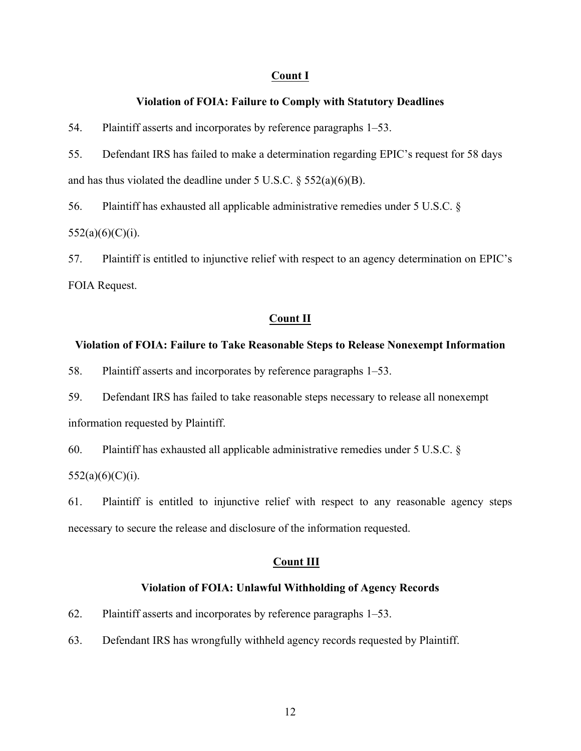**Count I**

**Violation of FOIA: Failure to Comply with Statutory Deadlines**

54. Plaintiff asserts and incorporates by reference paragraphs 1–53.

55. Defendant IRS has failed to make a determination regarding EPIC's request for 58 days and has thus violated the deadline under 5 U.S.C. § 552(a)(6)(B).

56. Plaintiff has exhausted all applicable administrative remedies under 5 U.S.C. § 552(a)(6)(C)(i).

57. Plaintiff is entitled to injunctive relief with respect to an agency determination on EPIC's FOIA Request.

**Count II**

**Violation of FOIA: Failure to Take Reasonable Steps to Release Nonexempt Information**

58. Plaintiff asserts and incorporates by reference paragraphs 1–53.

59. Defendant IRS has failed to take reasonable steps necessary to release all nonexempt information requested by Plaintiff.

60. Plaintiff has exhausted all applicable administrative remedies under 5 U.S.C. § 552(a)(6)(C)(i).

61. Plaintiff is entitled to injunctive relief with respect to any reasonable agency steps necessary to secure the release and disclosure of the information requested.

**Count III**

**Violation of FOIA: Unlawful Withholding of Agency Records**

62. Plaintiff asserts and incorporates by reference paragraphs 1–53.

63. Defendant IRS has wrongfully withheld agency records requested by Plaintiff.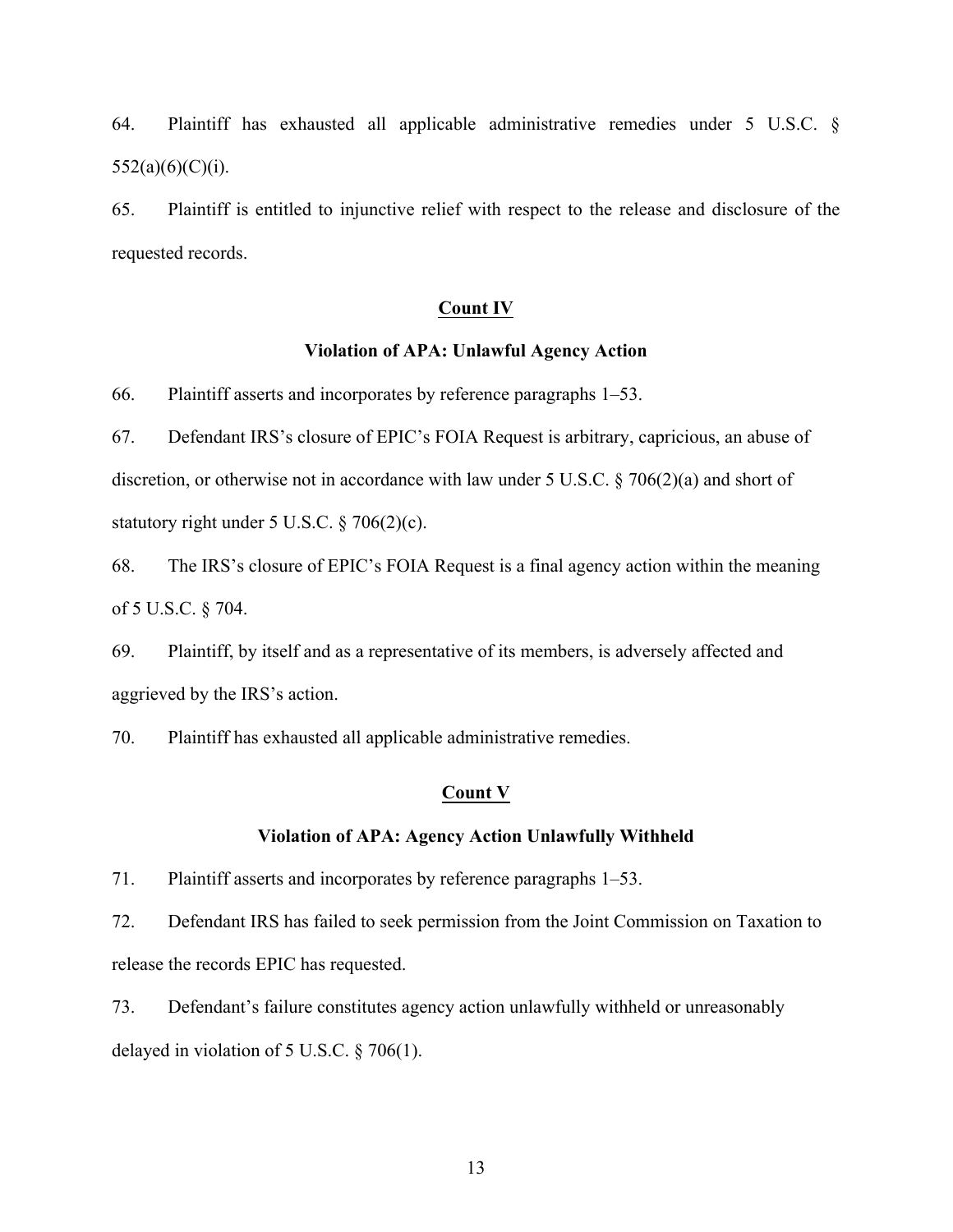64. Plaintiff has exhausted all applicable administrative remedies under 5 U.S.C. § 552(a)(6)(C)(i).

65. Plaintiff is entitled to injunctive relief with respect to the release and disclosure of the requested records.

**Count IV**

**Violation of APA: Unlawful Agency Action**

66. Plaintiff asserts and incorporates by reference paragraphs 1–53.

67. Defendant IRS's closure of EPIC's FOIA Request is arbitrary, capricious, an abuse of discretion, or otherwise not in accordance with law under 5 U.S.C. § 706(2)(a) and short of statutory right under 5 U.S.C. § 706(2)(c).

68. The IRS's closure of EPIC's FOIA Request is a final agency action within the meaning of 5 U.S.C. § 704.

69. Plaintiff, by itself and as a representative of its members, is adversely affected and aggrieved by the IRS's action.

70. Plaintiff has exhausted all applicable administrative remedies.

**Count V**

**Violation of APA: Agency Action Unlawfully Withheld**

71. Plaintiff asserts and incorporates by reference paragraphs 1–53.

72. Defendant IRS has failed to seek permission from the Joint Commission on Taxation to release the records EPIC has requested.

73. Defendant's failure constitutes agency action unlawfully withheld or unreasonably delayed in violation of 5 U.S.C. § 706(1).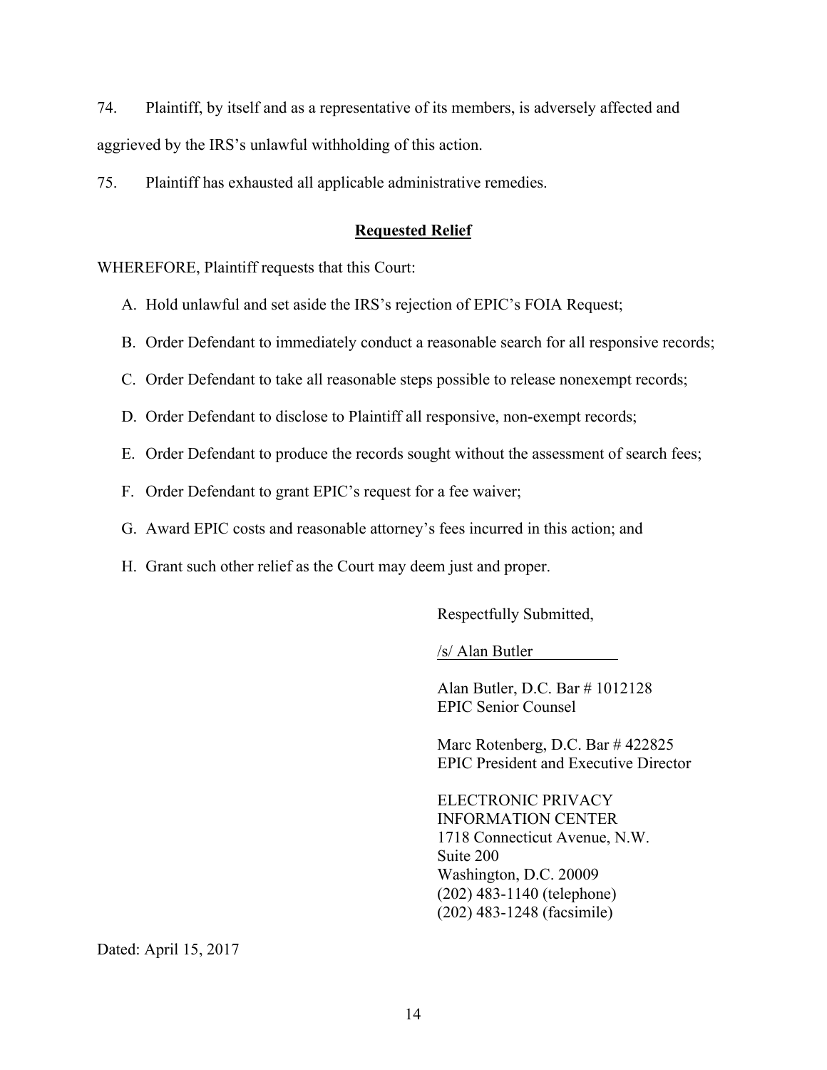74. Plaintiff, by itself and as a representative of its members, is adversely affected and aggrieved by the IRS's unlawful withholding of this action.

75. Plaintiff has exhausted all applicable administrative remedies.

## Requested Relief

WHEREFORE, Plaintiff requests that this Court:

A. Hold unlawful and set aside the IRS's rejection of EPIC's FOIA Request;

B. Order Defendant to immediately conduct a reasonable search for all responsive records;

C. Order Defendant to take all reasonable steps possible to release nonexempt records;

D. Order Defendant to disclose to Plaintiff all responsive, non-exempt records;

E. Order Defendant to produce the records sought without the assessment of search fees;

F. Order Defendant to grant EPIC's request for a fee waiver;

G. Award EPIC costs and reasonable attorney's fees incurred in this action; and

H. Grant such other relief as the Court may deem just and proper.

Respectfully Submitted,

/s/ Alan Butler

Alan Butler, D.C. Bar # 1012128
EPIC Senior Counsel

Marc Rotenberg, D.C. Bar # 422825
EPIC President and Executive Director

ELECTRONIC PRIVACY
INFORMATION CENTER
1718 Connecticut Avenue, N.W.
Suite 200
Washington, D.C. 20009
(202) 483-1140 (telephone)
(202) 483-1248 (facsimile)

Dated: April 15, 2017